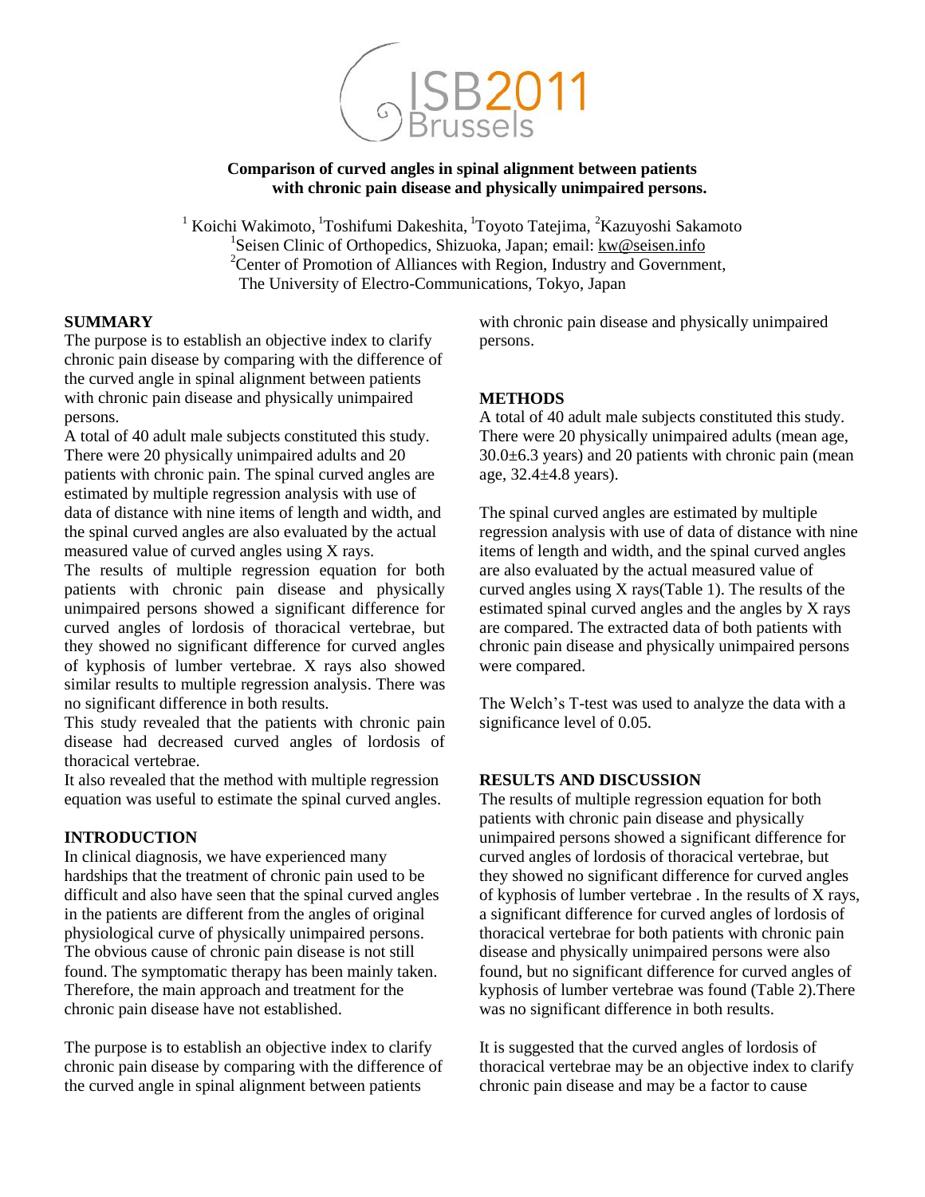# Comparison of curved angles in spinal alignment between patients with chronic pain disease and physically unimpaired persons.

[1] Koichi Wakimoto, [1]Toshifumi Dakeshita, [1]Toyoto Tatejima, [2]Kazuyoshi Sakamoto
[1]Seisen Clinic of Orthopedics, Shizuoka, Japan; email: kw@seisen.info
[2]Center of Promotion of Alliances with Region, Industry and Government, The University of Electro-Communications, Tokyo, Japan

## SUMMARY

The purpose is to establish an objective index to clarify chronic pain disease by comparing with the difference of the curved angle in spinal alignment between patients with chronic pain disease and physically unimpaired persons.

A total of 40 adult male subjects constituted this study. There were 20 physically unimpaired adults and 20 patients with chronic pain. The spinal curved angles are estimated by multiple regression analysis with use of data of distance with nine items of length and width, and the spinal curved angles are also evaluated by the actual measured value of curved angles using X rays.

The results of multiple regression equation for both patients with chronic pain disease and physically unimpaired persons showed a significant difference for curved angles of lordosis of thoracical vertebrae, but they showed no significant difference for curved angles of kyphosis of lumber vertebrae. X rays also showed similar results to multiple regression analysis. There was no significant difference in both results.

This study revealed that the patients with chronic pain disease had decreased curved angles of lordosis of thoracical vertebrae.

It also revealed that the method with multiple regression equation was useful to estimate the spinal curved angles.

## INTRODUCTION

In clinical diagnosis, we have experienced many hardships that the treatment of chronic pain used to be difficult and also have seen that the spinal curved angles in the patients are different from the angles of original physiological curve of physically unimpaired persons. The obvious cause of chronic pain disease is not still found. The symptomatic therapy has been mainly taken. Therefore, the main approach and treatment for the chronic pain disease have not established.

The purpose is to establish an objective index to clarify chronic pain disease by comparing with the difference of the curved angle in spinal alignment between patients with chronic pain disease and physically unimpaired persons.

## METHODS

A total of 40 adult male subjects constituted this study. There were 20 physically unimpaired adults (mean age, 30.0±6.3 years) and 20 patients with chronic pain (mean age, 32.4±4.8 years).

The spinal curved angles are estimated by multiple regression analysis with use of data of distance with nine items of length and width, and the spinal curved angles are also evaluated by the actual measured value of curved angles using X rays(Table 1). The results of the estimated spinal curved angles and the angles by X rays are compared. The extracted data of both patients with chronic pain disease and physically unimpaired persons were compared.

The Welch's T-test was used to analyze the data with a significance level of 0.05.

## RESULTS AND DISCUSSION

The results of multiple regression equation for both patients with chronic pain disease and physically unimpaired persons showed a significant difference for curved angles of lordosis of thoracical vertebrae, but they showed no significant difference for curved angles of kyphosis of lumber vertebrae . In the results of X rays, a significant difference for curved angles of lordosis of thoracical vertebrae for both patients with chronic pain disease and physically unimpaired persons were also found, but no significant difference for curved angles of kyphosis of lumber vertebrae was found (Table 2).There was no significant difference in both results.

It is suggested that the curved angles of lordosis of thoracical vertebrae may be an objective index to clarify chronic pain disease and may be a factor to cause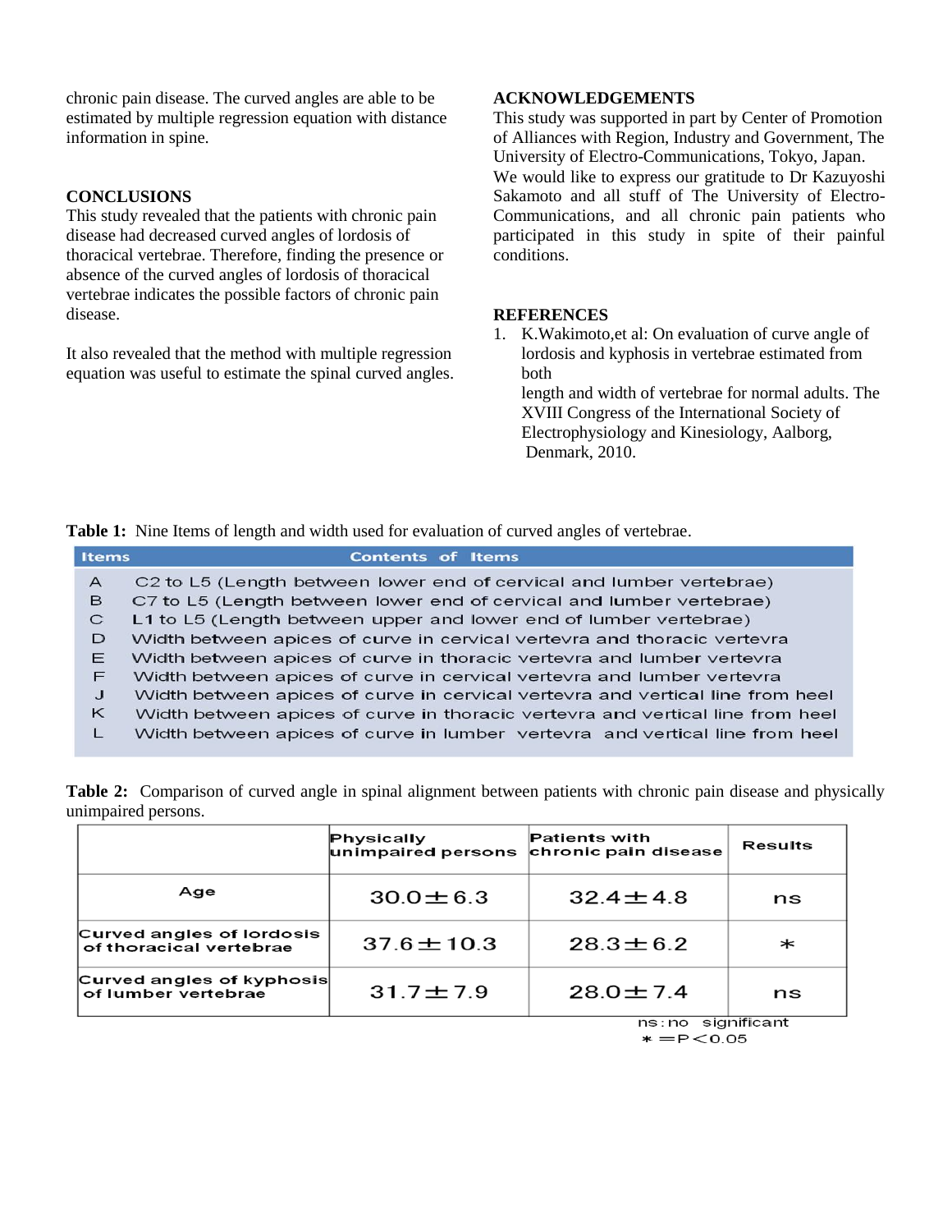chronic pain disease. The curved angles are able to be estimated by multiple regression equation with distance information in spine.

## CONCLUSIONS

This study revealed that the patients with chronic pain disease had decreased curved angles of lordosis of thoracical vertebrae. Therefore, finding the presence or absence of the curved angles of lordosis of thoracical vertebrae indicates the possible factors of chronic pain disease.

It also revealed that the method with multiple regression equation was useful to estimate the spinal curved angles.

## ACKNOWLEDGEMENTS

This study was supported in part by Center of Promotion of Alliances with Region, Industry and Government, The University of Electro-Communications, Tokyo, Japan. We would like to express our gratitude to Dr Kazuyoshi Sakamoto and all stuff of The University of Electro-Communications, and all chronic pain patients who participated in this study in spite of their painful conditions.

## REFERENCES

1. K.Wakimoto,et al: On evaluation of curve angle of lordosis and kyphosis in vertebrae estimated from both length and width of vertebrae for normal adults. The XVIII Congress of the International Society of Electrophysiology and Kinesiology, Aalborg, Denmark, 2010.

**Table 1:** Nine Items of length and width used for evaluation of curved angles of vertebrae.

| Items | Contents of Items |
|---|---|
| A | C2 to L5 (Length between lower end of cervical and lumber vertebrae) |
| B | C7 to L5 (Length between lower end of cervical and lumber vertebrae) |
| C | L1 to L5 (Length between upper and lower end of lumber vertebrae) |
| D | Width between apices of curve in cervical vertevra and thoracic vertevra |
| E | Width between apices of curve in thoracic vertevra and lumber vertevra |
| F | Width between apices of curve in cervical vertevra and lumber vertevra |
| J | Width between apices of curve in cervical vertevra and vertical line from heel |
| K | Width between apices of curve in thoracic vertevra and vertical line from heel |
| L | Width between apices of curve in lumber vertevra and vertical line from heel |

**Table 2:** Comparison of curved angle in spinal alignment between patients with chronic pain disease and physically unimpaired persons.

| | Physically unimpaired persons | Patients with chronic pain disease | Results |
|---|---|---|---|
| Age | 30.0±6.3 | 32.4±4.8 | ns |
| Curved angles of lordosis of thoracical vertebrae | 37.6±10.3 | 28.3±6.2 | * |
| Curved angles of kyphosis of lumber vertebrae | 31.7±7.9 | 28.0±7.4 | ns |

ns: no significant
* = $P < 0.05$